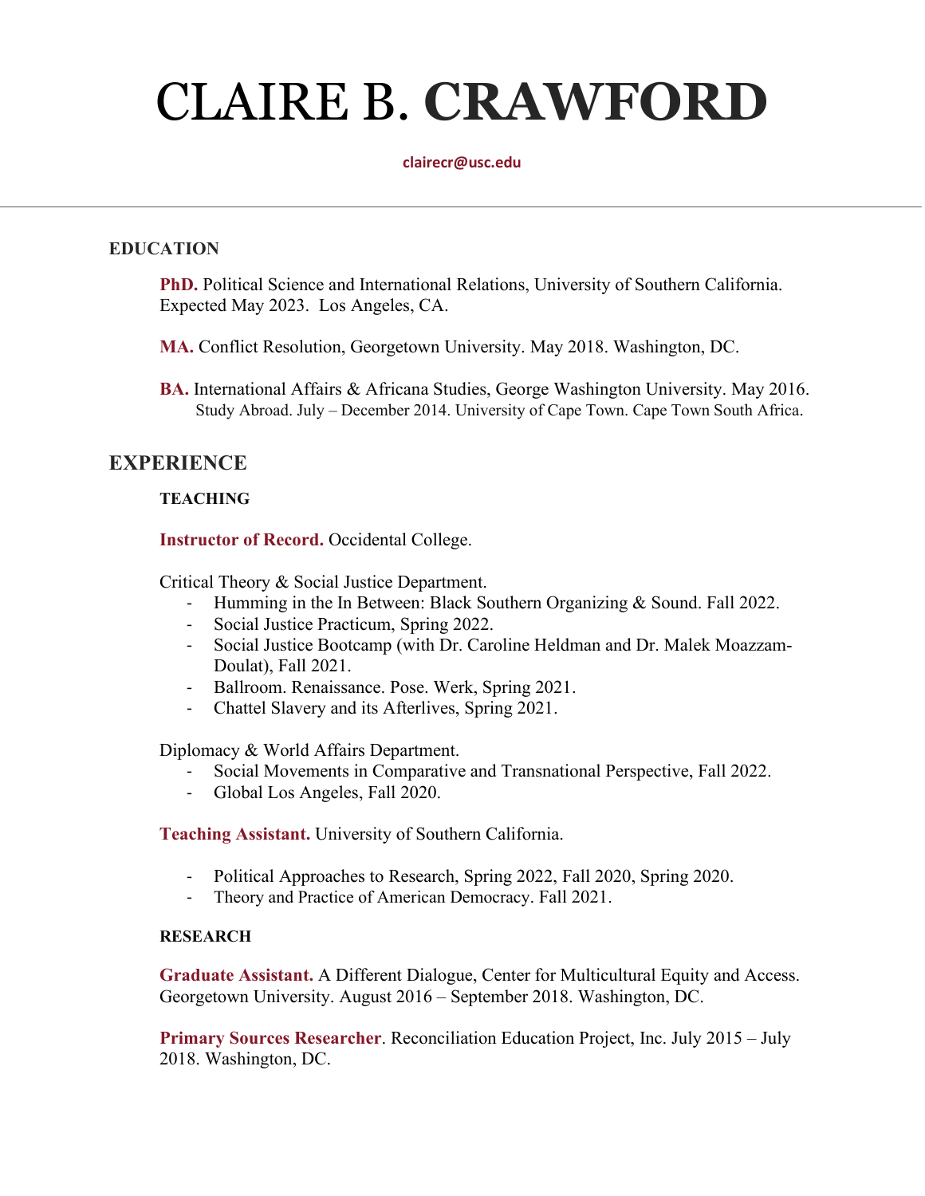# CLAIRE B. **CRAWFORD**

**clairecr@usc.edu**

---

## EDUCATION

**PhD.** Political Science and International Relations, University of Southern California. Expected May 2023. Los Angeles, CA.

**MA.** Conflict Resolution, Georgetown University. May 2018. Washington, DC.

**BA.** International Affairs & Africana Studies, George Washington University. May 2016.
Study Abroad. July – December 2014. University of Cape Town. Cape Town South Africa.

## EXPERIENCE

### TEACHING

**Instructor of Record.** Occidental College.

Critical Theory & Social Justice Department.

- Humming in the In Between: Black Southern Organizing & Sound. Fall 2022.
- Social Justice Practicum, Spring 2022.
- Social Justice Bootcamp (with Dr. Caroline Heldman and Dr. Malek Moazzam-Doulat), Fall 2021.
- Ballroom. Renaissance. Pose. Werk, Spring 2021.
- Chattel Slavery and its Afterlives, Spring 2021.

Diplomacy & World Affairs Department.

- Social Movements in Comparative and Transnational Perspective, Fall 2022.
- Global Los Angeles, Fall 2020.

**Teaching Assistant.** University of Southern California.

- Political Approaches to Research, Spring 2022, Fall 2020, Spring 2020.
- Theory and Practice of American Democracy. Fall 2021.

### RESEARCH

**Graduate Assistant.** A Different Dialogue, Center for Multicultural Equity and Access. Georgetown University. August 2016 – September 2018. Washington, DC.

**Primary Sources Researcher**. Reconciliation Education Project, Inc. July 2015 – July 2018. Washington, DC.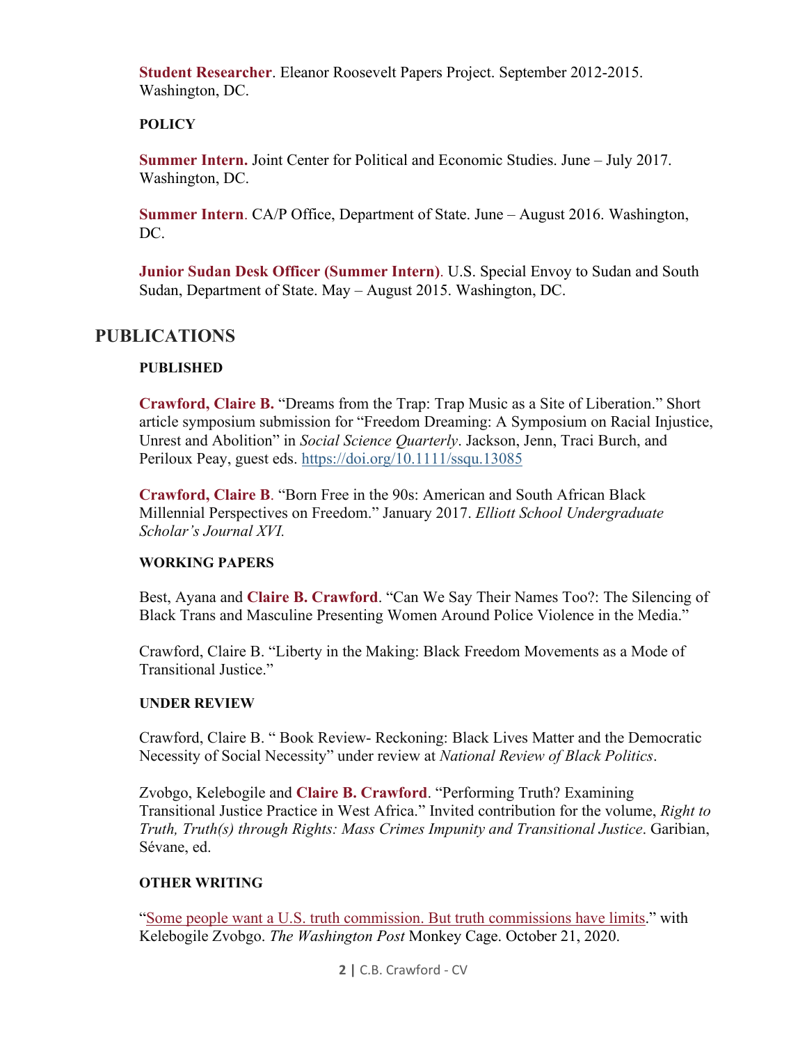**Student Researcher**. Eleanor Roosevelt Papers Project. September 2012-2015. Washington, DC.

### POLICY

**Summer Intern.** Joint Center for Political and Economic Studies. June – July 2017. Washington, DC.

**Summer Intern**. CA/P Office, Department of State. June – August 2016. Washington, DC.

**Junior Sudan Desk Officer (Summer Intern)**. U.S. Special Envoy to Sudan and South Sudan, Department of State. May – August 2015. Washington, DC.

## PUBLICATIONS

### PUBLISHED

**Crawford, Claire B.** "Dreams from the Trap: Trap Music as a Site of Liberation." Short article symposium submission for "Freedom Dreaming: A Symposium on Racial Injustice, Unrest and Abolition" in *Social Science Quarterly*. Jackson, Jenn, Traci Burch, and Periloux Peay, guest eds. https://doi.org/10.1111/ssqu.13085

**Crawford, Claire B**. "Born Free in the 90s: American and South African Black Millennial Perspectives on Freedom." January 2017. *Elliott School Undergraduate Scholar's Journal XVI.*

### WORKING PAPERS

Best, Ayana and **Claire B. Crawford**. "Can We Say Their Names Too?: The Silencing of Black Trans and Masculine Presenting Women Around Police Violence in the Media."

Crawford, Claire B. "Liberty in the Making: Black Freedom Movements as a Mode of Transitional Justice."

### UNDER REVIEW

Crawford, Claire B. " Book Review- Reckoning: Black Lives Matter and the Democratic Necessity of Social Necessity" under review at *National Review of Black Politics*.

Zvobgo, Kelebogile and **Claire B. Crawford**. "Performing Truth? Examining Transitional Justice Practice in West Africa." Invited contribution for the volume, *Right to Truth, Truth(s) through Rights: Mass Crimes Impunity and Transitional Justice*. Garibian, Sévane, ed.

### OTHER WRITING

"Some people want a U.S. truth commission. But truth commissions have limits." with Kelebogile Zvobgo. *The Washington Post* Monkey Cage. October 21, 2020.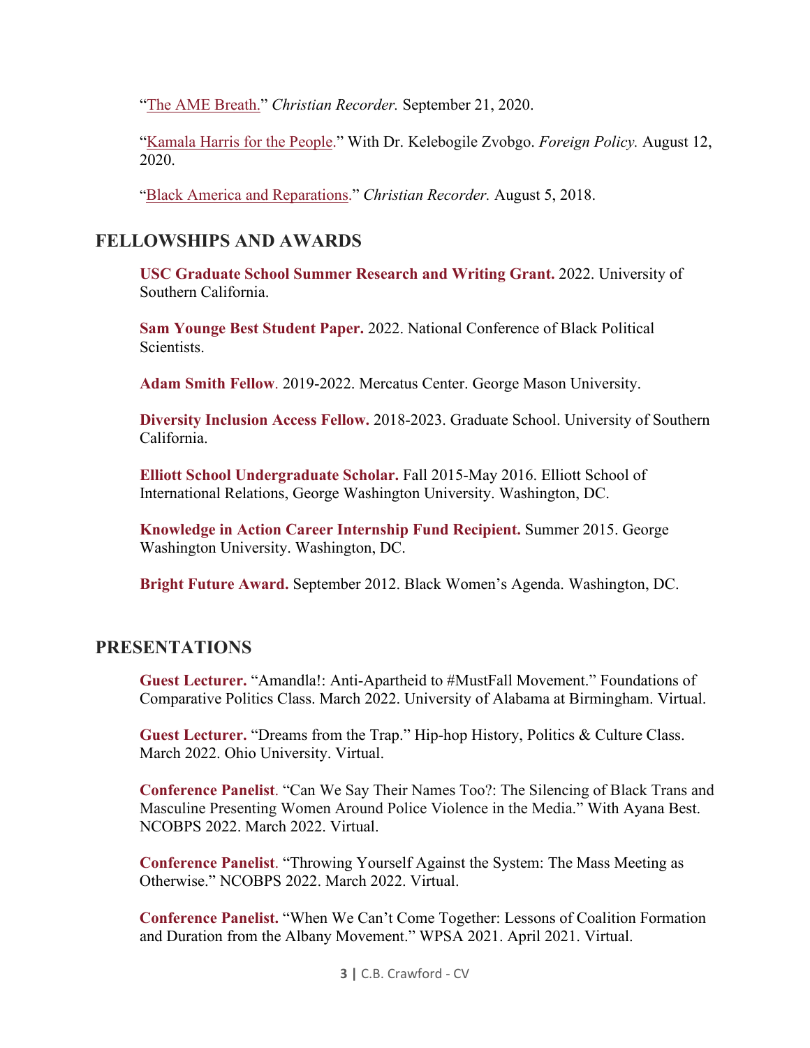"The AME Breath." *Christian Recorder.* September 21, 2020.

"Kamala Harris for the People." With Dr. Kelebogile Zvobgo. *Foreign Policy.* August 12, 2020.

"Black America and Reparations." *Christian Recorder.* August 5, 2018.

## FELLOWSHIPS AND AWARDS

**USC Graduate School Summer Research and Writing Grant.** 2022. University of Southern California.

**Sam Younge Best Student Paper.** 2022. National Conference of Black Political Scientists.

**Adam Smith Fellow**. 2019-2022. Mercatus Center. George Mason University.

**Diversity Inclusion Access Fellow.** 2018-2023. Graduate School. University of Southern California.

**Elliott School Undergraduate Scholar.** Fall 2015-May 2016. Elliott School of International Relations, George Washington University. Washington, DC.

**Knowledge in Action Career Internship Fund Recipient.** Summer 2015. George Washington University. Washington, DC.

**Bright Future Award.** September 2012. Black Women's Agenda. Washington, DC.

## PRESENTATIONS

**Guest Lecturer.** "Amandla!: Anti-Apartheid to #MustFall Movement." Foundations of Comparative Politics Class. March 2022. University of Alabama at Birmingham. Virtual.

**Guest Lecturer.** "Dreams from the Trap." Hip-hop History, Politics & Culture Class. March 2022. Ohio University. Virtual.

**Conference Panelist**. "Can We Say Their Names Too?: The Silencing of Black Trans and Masculine Presenting Women Around Police Violence in the Media." With Ayana Best. NCOBPS 2022. March 2022. Virtual.

**Conference Panelist**. "Throwing Yourself Against the System: The Mass Meeting as Otherwise." NCOBPS 2022. March 2022. Virtual.

**Conference Panelist.** "When We Can't Come Together: Lessons of Coalition Formation and Duration from the Albany Movement." WPSA 2021. April 2021. Virtual.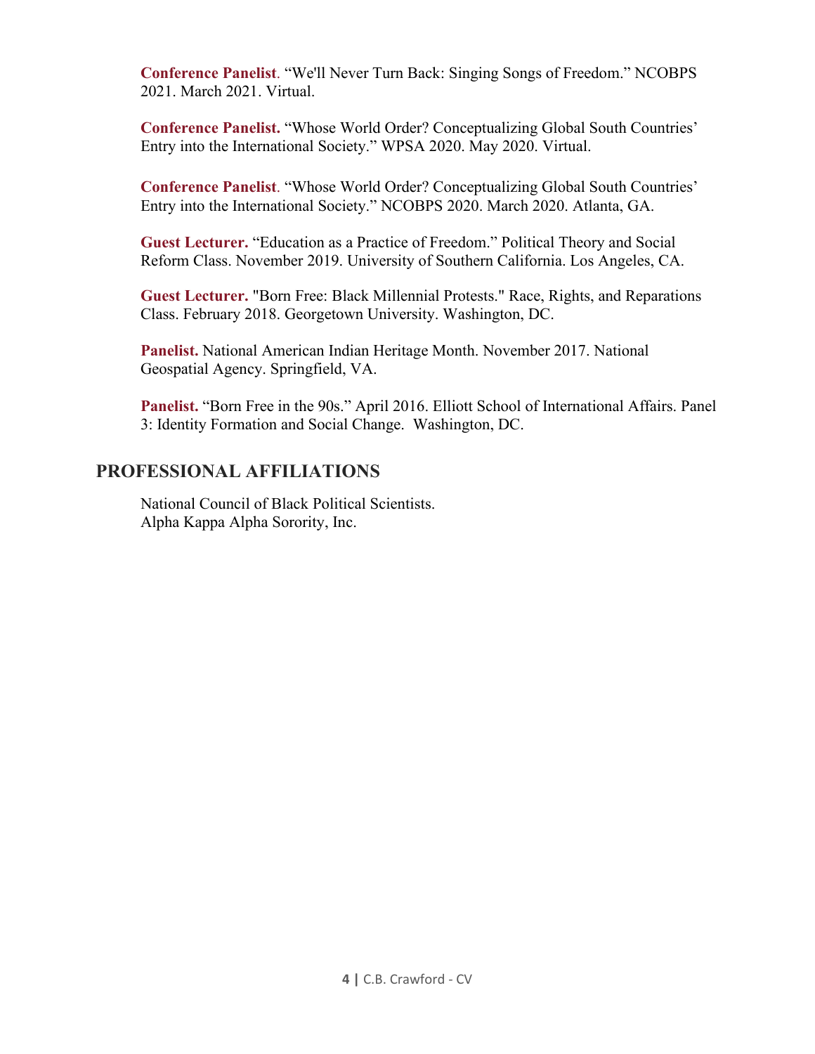**Conference Panelist**. "We'll Never Turn Back: Singing Songs of Freedom." NCOBPS 2021. March 2021. Virtual.

**Conference Panelist.** "Whose World Order? Conceptualizing Global South Countries' Entry into the International Society." WPSA 2020. May 2020. Virtual.

**Conference Panelist**. "Whose World Order? Conceptualizing Global South Countries' Entry into the International Society." NCOBPS 2020. March 2020. Atlanta, GA.

**Guest Lecturer.** "Education as a Practice of Freedom." Political Theory and Social Reform Class. November 2019. University of Southern California. Los Angeles, CA.

**Guest Lecturer.** "Born Free: Black Millennial Protests." Race, Rights, and Reparations Class. February 2018. Georgetown University. Washington, DC.

**Panelist.** National American Indian Heritage Month. November 2017. National Geospatial Agency. Springfield, VA.

**Panelist.** "Born Free in the 90s." April 2016. Elliott School of International Affairs. Panel 3: Identity Formation and Social Change. Washington, DC.

## PROFESSIONAL AFFILIATIONS

National Council of Black Political Scientists.
Alpha Kappa Alpha Sorority, Inc.